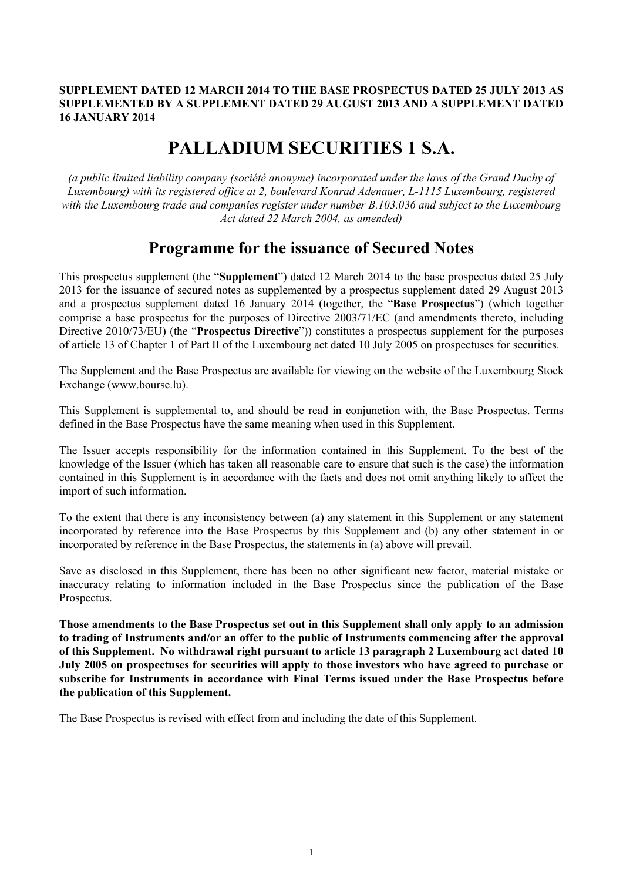**SUPPLEMENT DATED 12 MARCH 2014 TO THE BASE PROSPECTUS DATED 25 JULY 2013 AS SUPPLEMENTED BY A SUPPLEMENT DATED 29 AUGUST 2013 AND A SUPPLEMENT DATED 16 JANUARY 2014**

# PALLADIUM SECURITIES 1 S.A.

*(a public limited liability company (société anonyme) incorporated under the laws of the Grand Duchy of Luxembourg) with its registered office at 2, boulevard Konrad Adenauer, L-1115 Luxembourg, registered with the Luxembourg trade and companies register under number B.103.036 and subject to the Luxembourg Act dated 22 March 2004, as amended)*

## Programme for the issuance of Secured Notes

This prospectus supplement (the "**Supplement**") dated 12 March 2014 to the base prospectus dated 25 July 2013 for the issuance of secured notes as supplemented by a prospectus supplement dated 29 August 2013 and a prospectus supplement dated 16 January 2014 (together, the "**Base Prospectus**") (which together comprise a base prospectus for the purposes of Directive 2003/71/EC (and amendments thereto, including Directive 2010/73/EU) (the "**Prospectus Directive**")) constitutes a prospectus supplement for the purposes of article 13 of Chapter 1 of Part II of the Luxembourg act dated 10 July 2005 on prospectuses for securities.

The Supplement and the Base Prospectus are available for viewing on the website of the Luxembourg Stock Exchange (www.bourse.lu).

This Supplement is supplemental to, and should be read in conjunction with, the Base Prospectus. Terms defined in the Base Prospectus have the same meaning when used in this Supplement.

The Issuer accepts responsibility for the information contained in this Supplement. To the best of the knowledge of the Issuer (which has taken all reasonable care to ensure that such is the case) the information contained in this Supplement is in accordance with the facts and does not omit anything likely to affect the import of such information.

To the extent that there is any inconsistency between (a) any statement in this Supplement or any statement incorporated by reference into the Base Prospectus by this Supplement and (b) any other statement in or incorporated by reference in the Base Prospectus, the statements in (a) above will prevail.

Save as disclosed in this Supplement, there has been no other significant new factor, material mistake or inaccuracy relating to information included in the Base Prospectus since the publication of the Base Prospectus.

**Those amendments to the Base Prospectus set out in this Supplement shall only apply to an admission to trading of Instruments and/or an offer to the public of Instruments commencing after the approval of this Supplement. No withdrawal right pursuant to article 13 paragraph 2 Luxembourg act dated 10 July 2005 on prospectuses for securities will apply to those investors who have agreed to purchase or subscribe for Instruments in accordance with Final Terms issued under the Base Prospectus before the publication of this Supplement.**

The Base Prospectus is revised with effect from and including the date of this Supplement.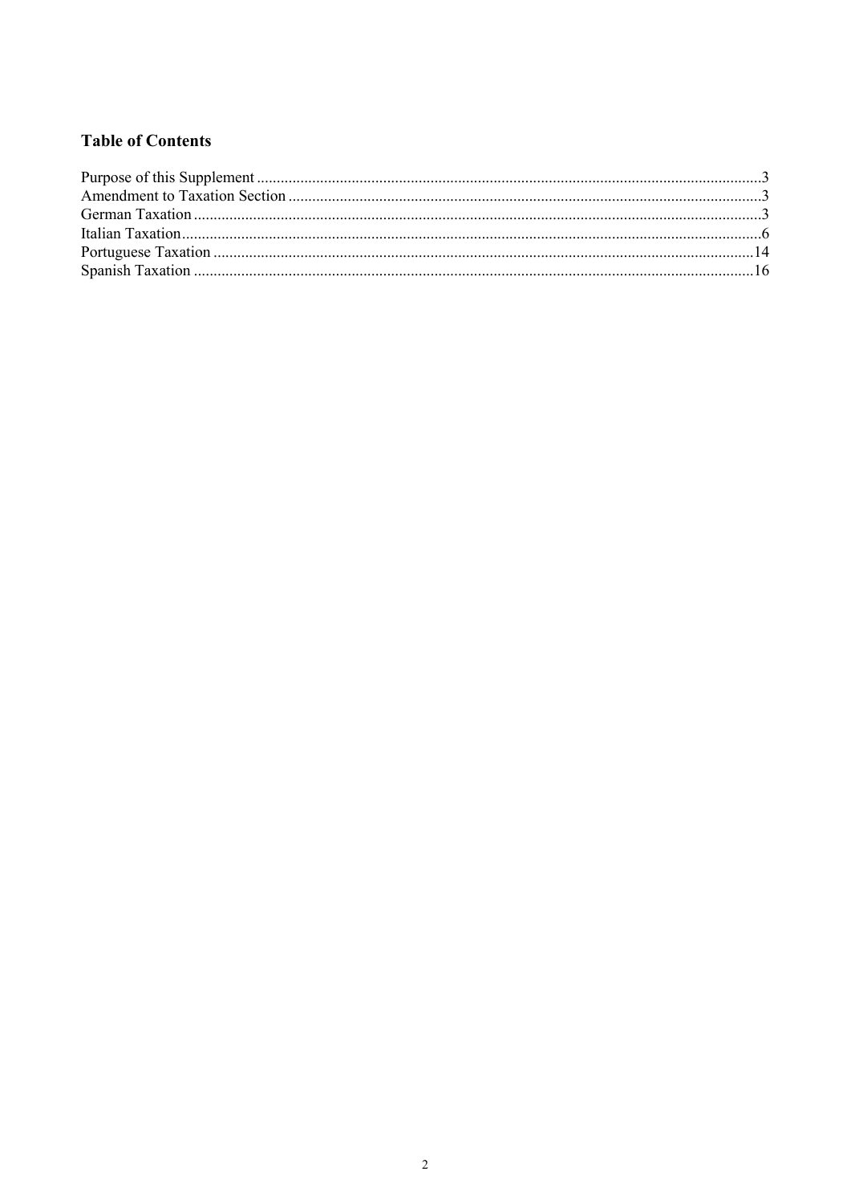## Table of Contents

| | |
|---|---|
| Purpose of this Supplement | 3 |
| Amendment to Taxation Section | 3 |
| German Taxation | 3 |
| Italian Taxation | 6 |
| Portuguese Taxation | 14 |
| Spanish Taxation | 16 |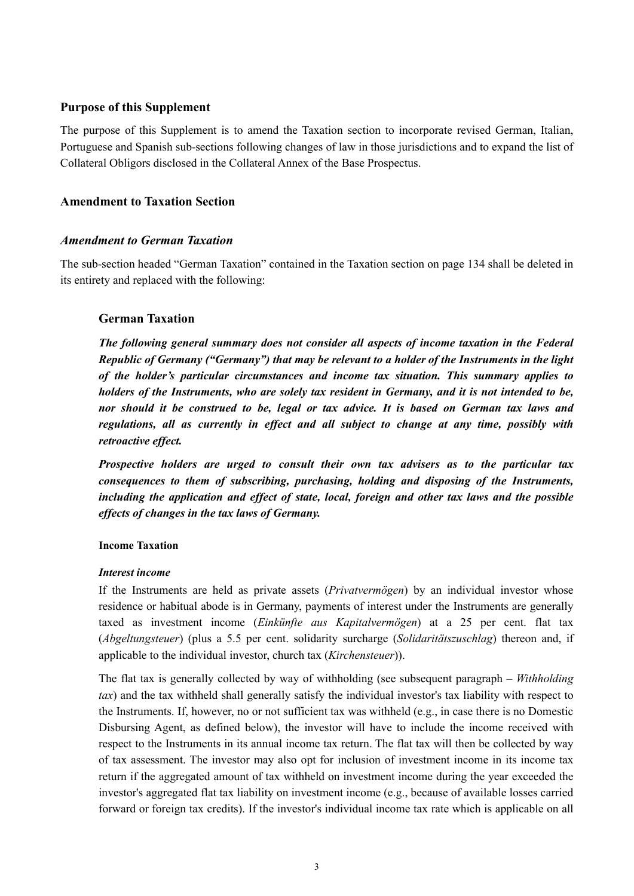## Purpose of this Supplement

The purpose of this Supplement is to amend the Taxation section to incorporate revised German, Italian, Portuguese and Spanish sub-sections following changes of law in those jurisdictions and to expand the list of Collateral Obligors disclosed in the Collateral Annex of the Base Prospectus.

## Amendment to Taxation Section

### *Amendment to German Taxation*

The sub-section headed "German Taxation" contained in the Taxation section on page 134 shall be deleted in its entirety and replaced with the following:

### German Taxation

***The following general summary does not consider all aspects of income taxation in the Federal Republic of Germany ("Germany") that may be relevant to a holder of the Instruments in the light of the holder's particular circumstances and income tax situation. This summary applies to holders of the Instruments, who are solely tax resident in Germany, and it is not intended to be, nor should it be construed to be, legal or tax advice. It is based on German tax laws and regulations, all as currently in effect and all subject to change at any time, possibly with retroactive effect.***

***Prospective holders are urged to consult their own tax advisers as to the particular tax consequences to them of subscribing, purchasing, holding and disposing of the Instruments, including the application and effect of state, local, foreign and other tax laws and the possible effects of changes in the tax laws of Germany.***

#### Income Taxation

***Interest income***

If the Instruments are held as private assets (*Privatvermögen*) by an individual investor whose residence or habitual abode is in Germany, payments of interest under the Instruments are generally taxed as investment income (*Einkünfte aus Kapitalvermögen*) at a 25 per cent. flat tax (*Abgeltungsteuer*) (plus a 5.5 per cent. solidarity surcharge (*Solidaritätszuschlag*) thereon and, if applicable to the individual investor, church tax (*Kirchensteuer*)).

The flat tax is generally collected by way of withholding (see subsequent paragraph – *Withholding tax*) and the tax withheld shall generally satisfy the individual investor's tax liability with respect to the Instruments. If, however, no or not sufficient tax was withheld (e.g., in case there is no Domestic Disbursing Agent, as defined below), the investor will have to include the income received with respect to the Instruments in its annual income tax return. The flat tax will then be collected by way of tax assessment. The investor may also opt for inclusion of investment income in its income tax return if the aggregated amount of tax withheld on investment income during the year exceeded the investor's aggregated flat tax liability on investment income (e.g., because of available losses carried forward or foreign tax credits). If the investor's individual income tax rate which is applicable on all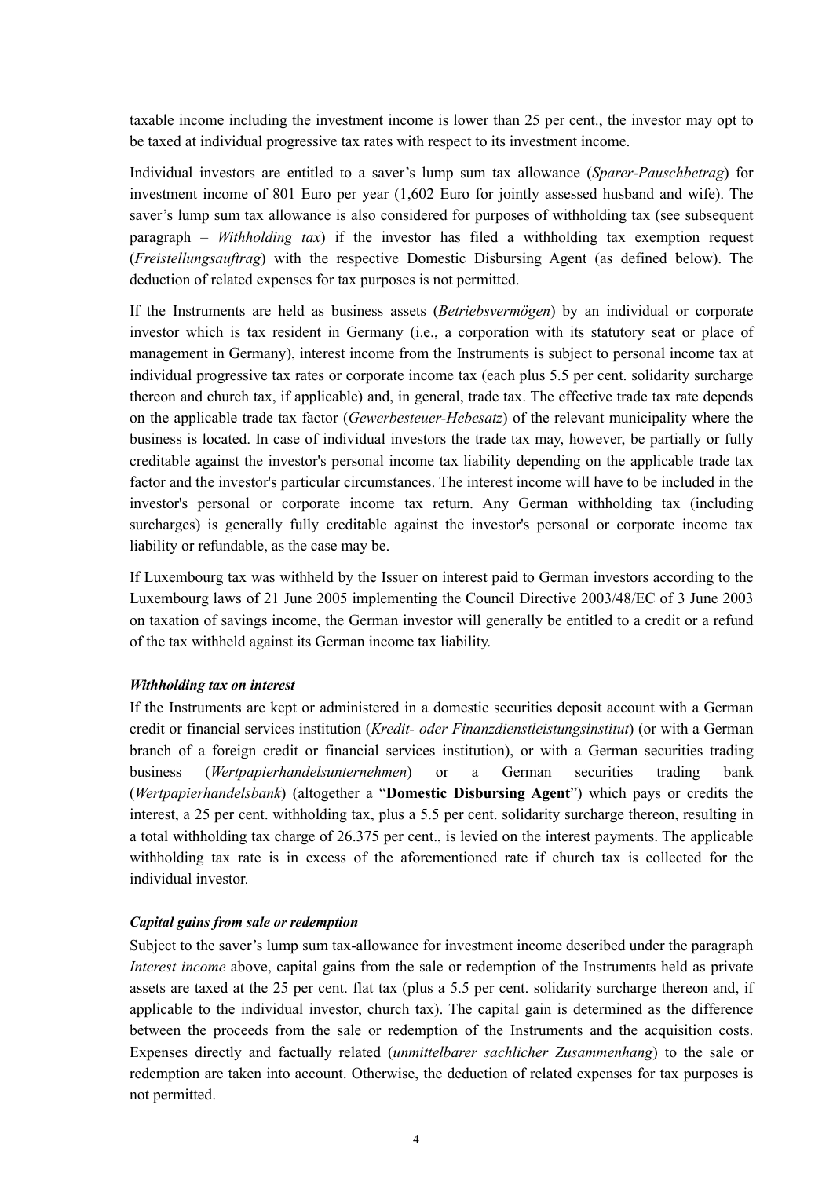taxable income including the investment income is lower than 25 per cent., the investor may opt to be taxed at individual progressive tax rates with respect to its investment income.

Individual investors are entitled to a saver's lump sum tax allowance (*Sparer-Pauschbetrag*) for investment income of 801 Euro per year (1,602 Euro for jointly assessed husband and wife). The saver's lump sum tax allowance is also considered for purposes of withholding tax (see subsequent paragraph – *Withholding tax*) if the investor has filed a withholding tax exemption request (*Freistellungsauftrag*) with the respective Domestic Disbursing Agent (as defined below). The deduction of related expenses for tax purposes is not permitted.

If the Instruments are held as business assets (*Betriebsvermögen*) by an individual or corporate investor which is tax resident in Germany (i.e., a corporation with its statutory seat or place of management in Germany), interest income from the Instruments is subject to personal income tax at individual progressive tax rates or corporate income tax (each plus 5.5 per cent. solidarity surcharge thereon and church tax, if applicable) and, in general, trade tax. The effective trade tax rate depends on the applicable trade tax factor (*Gewerbesteuer-Hebesatz*) of the relevant municipality where the business is located. In case of individual investors the trade tax may, however, be partially or fully creditable against the investor's personal income tax liability depending on the applicable trade tax factor and the investor's particular circumstances. The interest income will have to be included in the investor's personal or corporate income tax return. Any German withholding tax (including surcharges) is generally fully creditable against the investor's personal or corporate income tax liability or refundable, as the case may be.

If Luxembourg tax was withheld by the Issuer on interest paid to German investors according to the Luxembourg laws of 21 June 2005 implementing the Council Directive 2003/48/EC of 3 June 2003 on taxation of savings income, the German investor will generally be entitled to a credit or a refund of the tax withheld against its German income tax liability.

***Withholding tax on interest***

If the Instruments are kept or administered in a domestic securities deposit account with a German credit or financial services institution (*Kredit- oder Finanzdienstleistungsinstitut*) (or with a German branch of a foreign credit or financial services institution), or with a German securities trading business (*Wertpapierhandelsunternehmen*) or a German securities trading bank (*Wertpapierhandelsbank*) (altogether a "**Domestic Disbursing Agent**") which pays or credits the interest, a 25 per cent. withholding tax, plus a 5.5 per cent. solidarity surcharge thereon, resulting in a total withholding tax charge of 26.375 per cent., is levied on the interest payments. The applicable withholding tax rate is in excess of the aforementioned rate if church tax is collected for the individual investor.

***Capital gains from sale or redemption***

Subject to the saver's lump sum tax-allowance for investment income described under the paragraph *Interest income* above, capital gains from the sale or redemption of the Instruments held as private assets are taxed at the 25 per cent. flat tax (plus a 5.5 per cent. solidarity surcharge thereon and, if applicable to the individual investor, church tax). The capital gain is determined as the difference between the proceeds from the sale or redemption of the Instruments and the acquisition costs. Expenses directly and factually related (*unmittelbarer sachlicher Zusammenhang*) to the sale or redemption are taken into account. Otherwise, the deduction of related expenses for tax purposes is not permitted.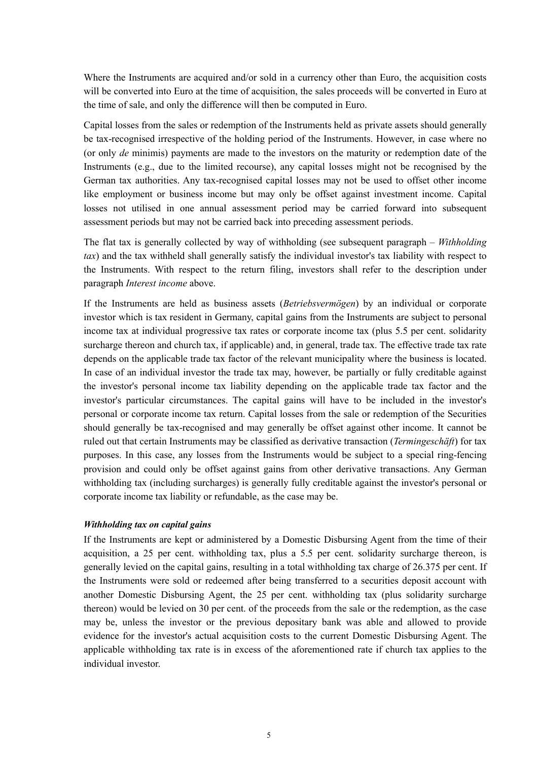Where the Instruments are acquired and/or sold in a currency other than Euro, the acquisition costs will be converted into Euro at the time of acquisition, the sales proceeds will be converted in Euro at the time of sale, and only the difference will then be computed in Euro.

Capital losses from the sales or redemption of the Instruments held as private assets should generally be tax-recognised irrespective of the holding period of the Instruments. However, in case where no (or only *de* minimis) payments are made to the investors on the maturity or redemption date of the Instruments (e.g., due to the limited recourse), any capital losses might not be recognised by the German tax authorities. Any tax-recognised capital losses may not be used to offset other income like employment or business income but may only be offset against investment income. Capital losses not utilised in one annual assessment period may be carried forward into subsequent assessment periods but may not be carried back into preceding assessment periods.

The flat tax is generally collected by way of withholding (see subsequent paragraph – *Withholding tax*) and the tax withheld shall generally satisfy the individual investor's tax liability with respect to the Instruments. With respect to the return filing, investors shall refer to the description under paragraph *Interest income* above.

If the Instruments are held as business assets (*Betriebsvermögen*) by an individual or corporate investor which is tax resident in Germany, capital gains from the Instruments are subject to personal income tax at individual progressive tax rates or corporate income tax (plus 5.5 per cent. solidarity surcharge thereon and church tax, if applicable) and, in general, trade tax. The effective trade tax rate depends on the applicable trade tax factor of the relevant municipality where the business is located. In case of an individual investor the trade tax may, however, be partially or fully creditable against the investor's personal income tax liability depending on the applicable trade tax factor and the investor's particular circumstances. The capital gains will have to be included in the investor's personal or corporate income tax return. Capital losses from the sale or redemption of the Securities should generally be tax-recognised and may generally be offset against other income. It cannot be ruled out that certain Instruments may be classified as derivative transaction (*Termingeschäft*) for tax purposes. In this case, any losses from the Instruments would be subject to a special ring-fencing provision and could only be offset against gains from other derivative transactions. Any German withholding tax (including surcharges) is generally fully creditable against the investor's personal or corporate income tax liability or refundable, as the case may be.

***Withholding tax on capital gains***

If the Instruments are kept or administered by a Domestic Disbursing Agent from the time of their acquisition, a 25 per cent. withholding tax, plus a 5.5 per cent. solidarity surcharge thereon, is generally levied on the capital gains, resulting in a total withholding tax charge of 26.375 per cent. If the Instruments were sold or redeemed after being transferred to a securities deposit account with another Domestic Disbursing Agent, the 25 per cent. withholding tax (plus solidarity surcharge thereon) would be levied on 30 per cent. of the proceeds from the sale or the redemption, as the case may be, unless the investor or the previous depositary bank was able and allowed to provide evidence for the investor's actual acquisition costs to the current Domestic Disbursing Agent. The applicable withholding tax rate is in excess of the aforementioned rate if church tax applies to the individual investor.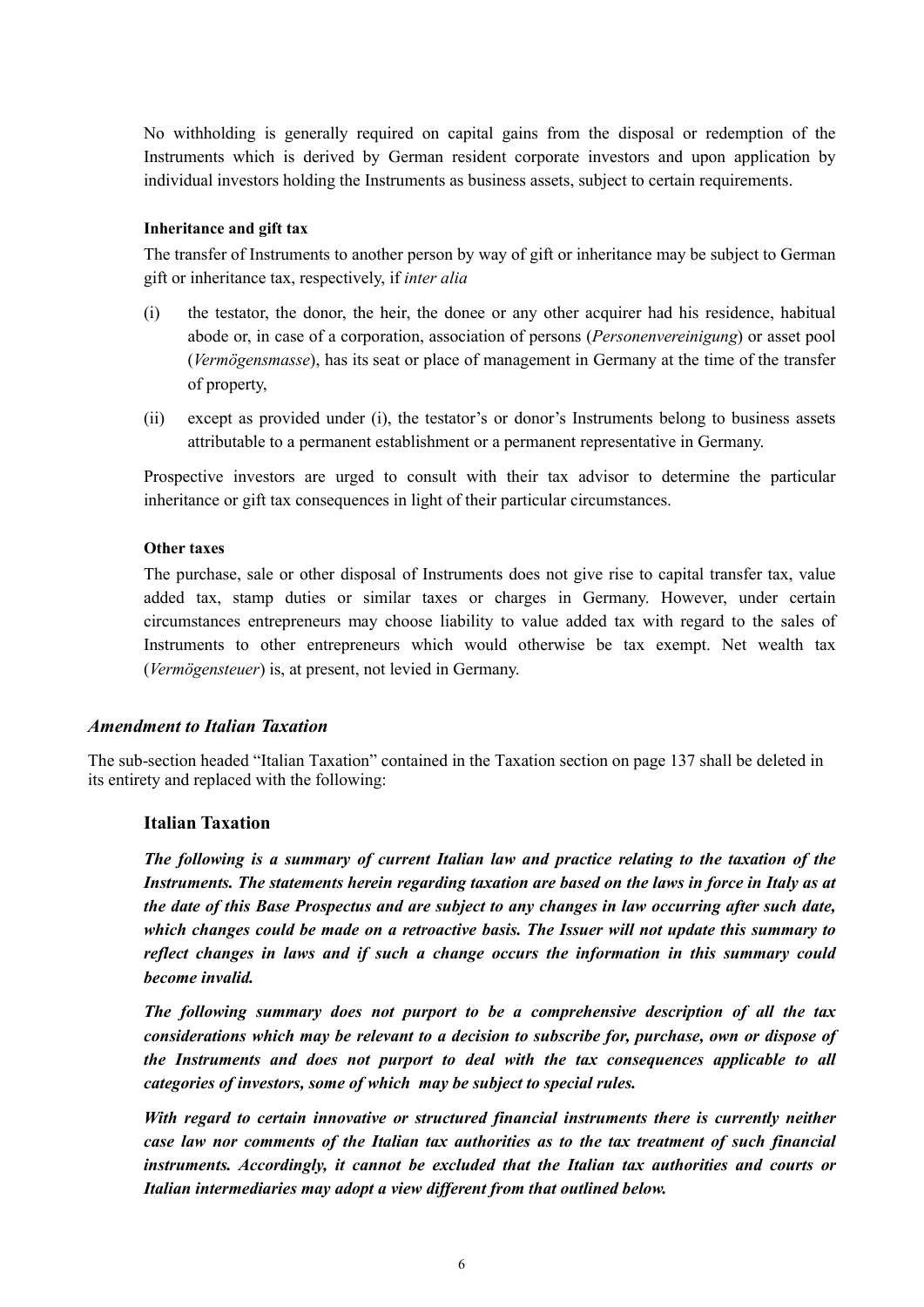No withholding is generally required on capital gains from the disposal or redemption of the Instruments which is derived by German resident corporate investors and upon application by individual investors holding the Instruments as business assets, subject to certain requirements.

#### Inheritance and gift tax

The transfer of Instruments to another person by way of gift or inheritance may be subject to German gift or inheritance tax, respectively, if *inter alia*

(i) the testator, the donor, the heir, the donee or any other acquirer had his residence, habitual abode or, in case of a corporation, association of persons (*Personenvereinigung*) or asset pool (*Vermögensmasse*), has its seat or place of management in Germany at the time of the transfer of property,

(ii) except as provided under (i), the testator's or donor's Instruments belong to business assets attributable to a permanent establishment or a permanent representative in Germany.

Prospective investors are urged to consult with their tax advisor to determine the particular inheritance or gift tax consequences in light of their particular circumstances.

#### Other taxes

The purchase, sale or other disposal of Instruments does not give rise to capital transfer tax, value added tax, stamp duties or similar taxes or charges in Germany. However, under certain circumstances entrepreneurs may choose liability to value added tax with regard to the sales of Instruments to other entrepreneurs which would otherwise be tax exempt. Net wealth tax (*Vermögensteuer*) is, at present, not levied in Germany.

## *Amendment to Italian Taxation*

The sub-section headed "Italian Taxation" contained in the Taxation section on page 137 shall be deleted in its entirety and replaced with the following:

### Italian Taxation

***The following is a summary of current Italian law and practice relating to the taxation of the Instruments. The statements herein regarding taxation are based on the laws in force in Italy as at the date of this Base Prospectus and are subject to any changes in law occurring after such date, which changes could be made on a retroactive basis. The Issuer will not update this summary to reflect changes in laws and if such a change occurs the information in this summary could become invalid.***

***The following summary does not purport to be a comprehensive description of all the tax considerations which may be relevant to a decision to subscribe for, purchase, own or dispose of the Instruments and does not purport to deal with the tax consequences applicable to all categories of investors, some of which may be subject to special rules.***

***With regard to certain innovative or structured financial instruments there is currently neither case law nor comments of the Italian tax authorities as to the tax treatment of such financial instruments. Accordingly, it cannot be excluded that the Italian tax authorities and courts or Italian intermediaries may adopt a view different from that outlined below.***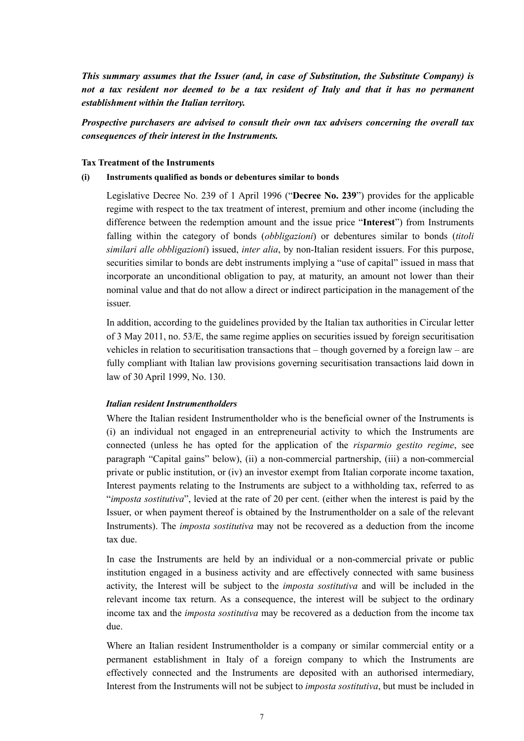***This summary assumes that the Issuer (and, in case of Substitution, the Substitute Company) is not a tax resident nor deemed to be a tax resident of Italy and that it has no permanent establishment within the Italian territory.***

***Prospective purchasers are advised to consult their own tax advisers concerning the overall tax consequences of their interest in the Instruments.***

**Tax Treatment of the Instruments**

**(i) Instruments qualified as bonds or debentures similar to bonds**

Legislative Decree No. 239 of 1 April 1996 ("**Decree No. 239**") provides for the applicable regime with respect to the tax treatment of interest, premium and other income (including the difference between the redemption amount and the issue price "**Interest**") from Instruments falling within the category of bonds (*obbligazioni*) or debentures similar to bonds (*titoli similari alle obbligazioni*) issued, *inter alia*, by non-Italian resident issuers. For this purpose, securities similar to bonds are debt instruments implying a "use of capital" issued in mass that incorporate an unconditional obligation to pay, at maturity, an amount not lower than their nominal value and that do not allow a direct or indirect participation in the management of the issuer.

In addition, according to the guidelines provided by the Italian tax authorities in Circular letter of 3 May 2011, no. 53/E, the same regime applies on securities issued by foreign securitisation vehicles in relation to securitisation transactions that – though governed by a foreign law – are fully compliant with Italian law provisions governing securitisation transactions laid down in law of 30 April 1999, No. 130.

***Italian resident Instrumentholders***

Where the Italian resident Instrumentholder who is the beneficial owner of the Instruments is (i) an individual not engaged in an entrepreneurial activity to which the Instruments are connected (unless he has opted for the application of the *risparmio gestito regime*, see paragraph "Capital gains" below), (ii) a non-commercial partnership, (iii) a non-commercial private or public institution, or (iv) an investor exempt from Italian corporate income taxation, Interest payments relating to the Instruments are subject to a withholding tax, referred to as "*imposta sostitutiva*", levied at the rate of 20 per cent. (either when the interest is paid by the Issuer, or when payment thereof is obtained by the Instrumentholder on a sale of the relevant Instruments). The *imposta sostitutiva* may not be recovered as a deduction from the income tax due.

In case the Instruments are held by an individual or a non-commercial private or public institution engaged in a business activity and are effectively connected with same business activity, the Interest will be subject to the *imposta sostitutiva* and will be included in the relevant income tax return. As a consequence, the interest will be subject to the ordinary income tax and the *imposta sostitutiva* may be recovered as a deduction from the income tax due.

Where an Italian resident Instrumentholder is a company or similar commercial entity or a permanent establishment in Italy of a foreign company to which the Instruments are effectively connected and the Instruments are deposited with an authorised intermediary, Interest from the Instruments will not be subject to *imposta sostitutiva*, but must be included in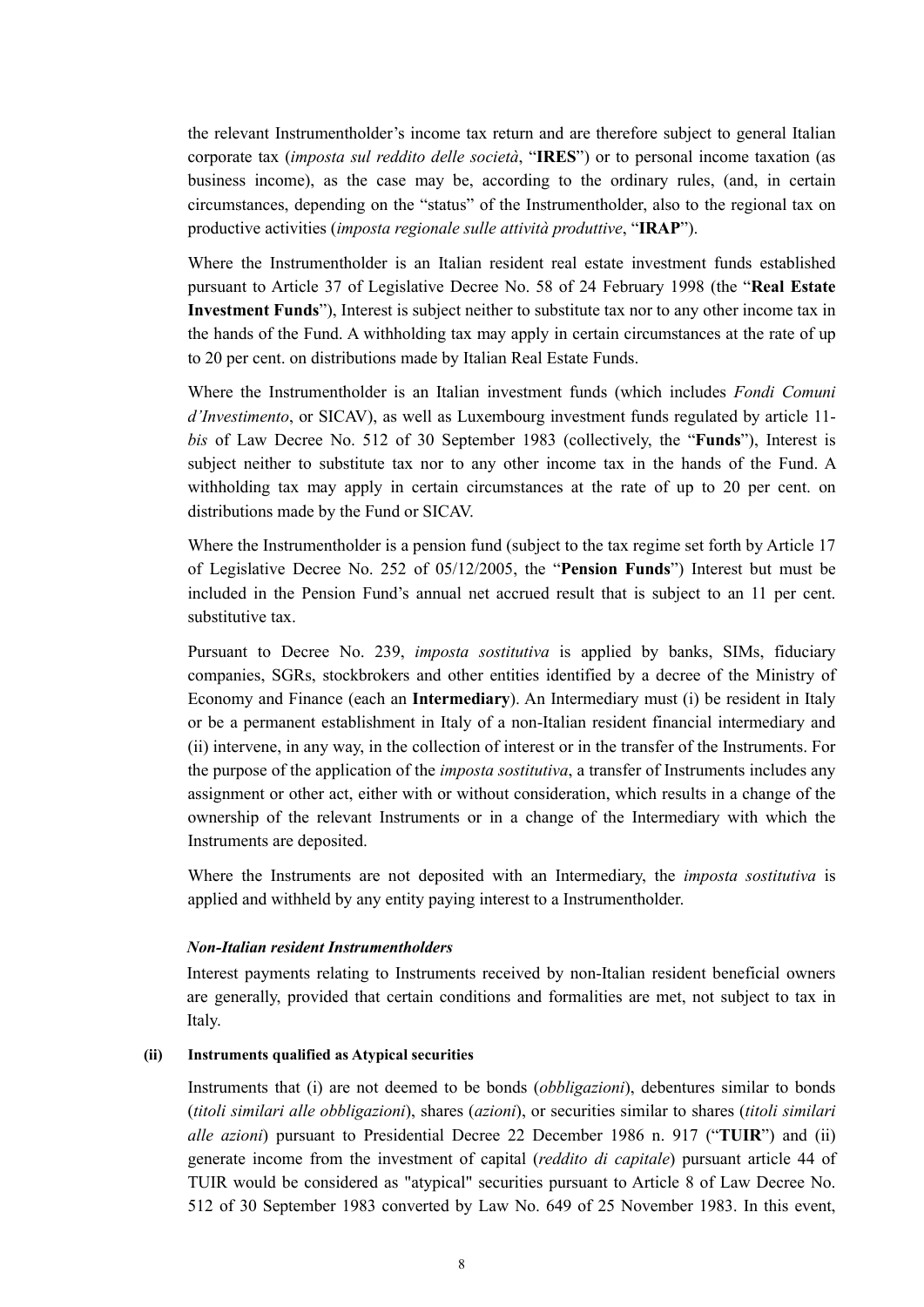the relevant Instrumentholder's income tax return and are therefore subject to general Italian corporate tax (*imposta sul reddito delle società*, "**IRES**") or to personal income taxation (as business income), as the case may be, according to the ordinary rules, (and, in certain circumstances, depending on the "status" of the Instrumentholder, also to the regional tax on productive activities (*imposta regionale sulle attività produttive*, "**IRAP**").

Where the Instrumentholder is an Italian resident real estate investment funds established pursuant to Article 37 of Legislative Decree No. 58 of 24 February 1998 (the "**Real Estate Investment Funds**"), Interest is subject neither to substitute tax nor to any other income tax in the hands of the Fund. A withholding tax may apply in certain circumstances at the rate of up to 20 per cent. on distributions made by Italian Real Estate Funds.

Where the Instrumentholder is an Italian investment funds (which includes *Fondi Comuni d'Investimento*, or SICAV), as well as Luxembourg investment funds regulated by article 11-*bis* of Law Decree No. 512 of 30 September 1983 (collectively, the "**Funds**"), Interest is subject neither to substitute tax nor to any other income tax in the hands of the Fund. A withholding tax may apply in certain circumstances at the rate of up to 20 per cent. on distributions made by the Fund or SICAV.

Where the Instrumentholder is a pension fund (subject to the tax regime set forth by Article 17 of Legislative Decree No. 252 of 05/12/2005, the "**Pension Funds**") Interest but must be included in the Pension Fund's annual net accrued result that is subject to an 11 per cent. substitutive tax.

Pursuant to Decree No. 239, *imposta sostitutiva* is applied by banks, SIMs, fiduciary companies, SGRs, stockbrokers and other entities identified by a decree of the Ministry of Economy and Finance (each an **Intermediary**). An Intermediary must (i) be resident in Italy or be a permanent establishment in Italy of a non-Italian resident financial intermediary and (ii) intervene, in any way, in the collection of interest or in the transfer of the Instruments. For the purpose of the application of the *imposta sostitutiva*, a transfer of Instruments includes any assignment or other act, either with or without consideration, which results in a change of the ownership of the relevant Instruments or in a change of the Intermediary with which the Instruments are deposited.

Where the Instruments are not deposited with an Intermediary, the *imposta sostitutiva* is applied and withheld by any entity paying interest to a Instrumentholder.

***Non-Italian resident Instrumentholders***

Interest payments relating to Instruments received by non-Italian resident beneficial owners are generally, provided that certain conditions and formalities are met, not subject to tax in Italy.

**(ii) Instruments qualified as Atypical securities**

Instruments that (i) are not deemed to be bonds (*obbligazioni*), debentures similar to bonds (*titoli similari alle obbligazioni*), shares (*azioni*), or securities similar to shares (*titoli similari alle azioni*) pursuant to Presidential Decree 22 December 1986 n. 917 ("**TUIR**") and (ii) generate income from the investment of capital (*reddito di capitale*) pursuant article 44 of TUIR would be considered as "atypical" securities pursuant to Article 8 of Law Decree No. 512 of 30 September 1983 converted by Law No. 649 of 25 November 1983. In this event,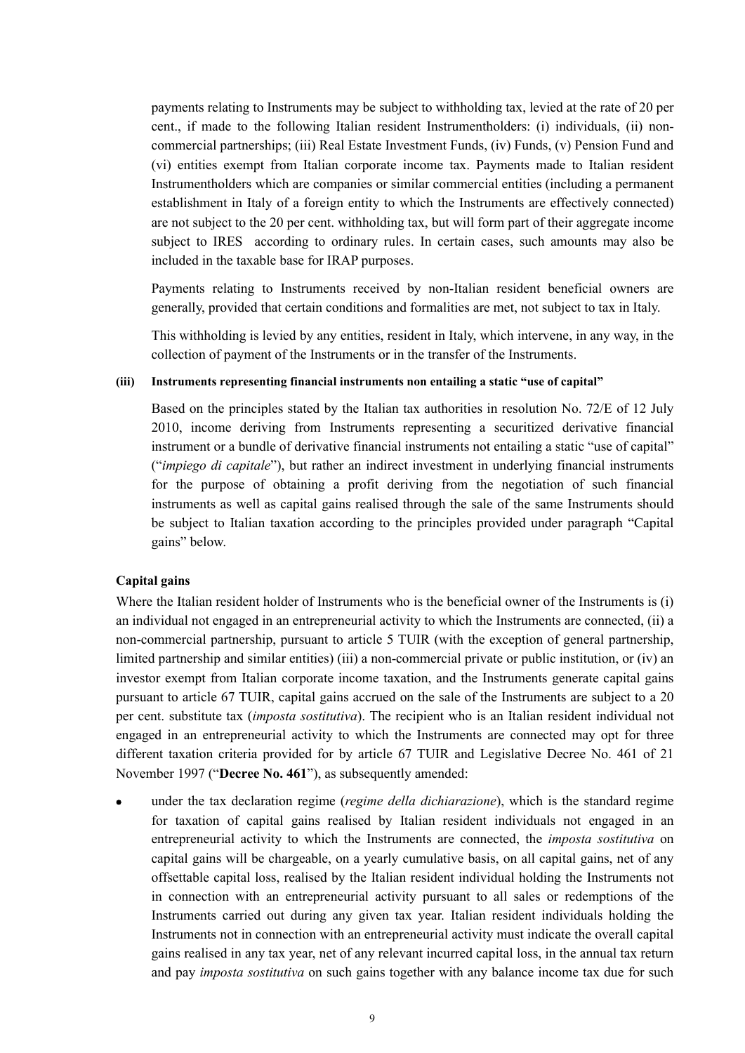payments relating to Instruments may be subject to withholding tax, levied at the rate of 20 per cent., if made to the following Italian resident Instrumentholders: (i) individuals, (ii) non-commercial partnerships; (iii) Real Estate Investment Funds, (iv) Funds, (v) Pension Fund and (vi) entities exempt from Italian corporate income tax. Payments made to Italian resident Instrumentholders which are companies or similar commercial entities (including a permanent establishment in Italy of a foreign entity to which the Instruments are effectively connected) are not subject to the 20 per cent. withholding tax, but will form part of their aggregate income subject to IRES according to ordinary rules. In certain cases, such amounts may also be included in the taxable base for IRAP purposes.

Payments relating to Instruments received by non-Italian resident beneficial owners are generally, provided that certain conditions and formalities are met, not subject to tax in Italy.

This withholding is levied by any entities, resident in Italy, which intervene, in any way, in the collection of payment of the Instruments or in the transfer of the Instruments.

**(iii) Instruments representing financial instruments non entailing a static "use of capital"**

Based on the principles stated by the Italian tax authorities in resolution No. 72/E of 12 July 2010, income deriving from Instruments representing a securitized derivative financial instrument or a bundle of derivative financial instruments not entailing a static "use of capital" ("*impiego di capitale*"), but rather an indirect investment in underlying financial instruments for the purpose of obtaining a profit deriving from the negotiation of such financial instruments as well as capital gains realised through the sale of the same Instruments should be subject to Italian taxation according to the principles provided under paragraph "Capital gains" below.

**Capital gains**

Where the Italian resident holder of Instruments who is the beneficial owner of the Instruments is (i) an individual not engaged in an entrepreneurial activity to which the Instruments are connected, (ii) a non-commercial partnership, pursuant to article 5 TUIR (with the exception of general partnership, limited partnership and similar entities) (iii) a non-commercial private or public institution, or (iv) an investor exempt from Italian corporate income taxation, and the Instruments generate capital gains pursuant to article 67 TUIR, capital gains accrued on the sale of the Instruments are subject to a 20 per cent. substitute tax (*imposta sostitutiva*). The recipient who is an Italian resident individual not engaged in an entrepreneurial activity to which the Instruments are connected may opt for three different taxation criteria provided for by article 67 TUIR and Legislative Decree No. 461 of 21 November 1997 ("**Decree No. 461**"), as subsequently amended:

- under the tax declaration regime (*regime della dichiarazione*), which is the standard regime for taxation of capital gains realised by Italian resident individuals not engaged in an entrepreneurial activity to which the Instruments are connected, the *imposta sostitutiva* on capital gains will be chargeable, on a yearly cumulative basis, on all capital gains, net of any offsettable capital loss, realised by the Italian resident individual holding the Instruments not in connection with an entrepreneurial activity pursuant to all sales or redemptions of the Instruments carried out during any given tax year. Italian resident individuals holding the Instruments not in connection with an entrepreneurial activity must indicate the overall capital gains realised in any tax year, net of any relevant incurred capital loss, in the annual tax return and pay *imposta sostitutiva* on such gains together with any balance income tax due for such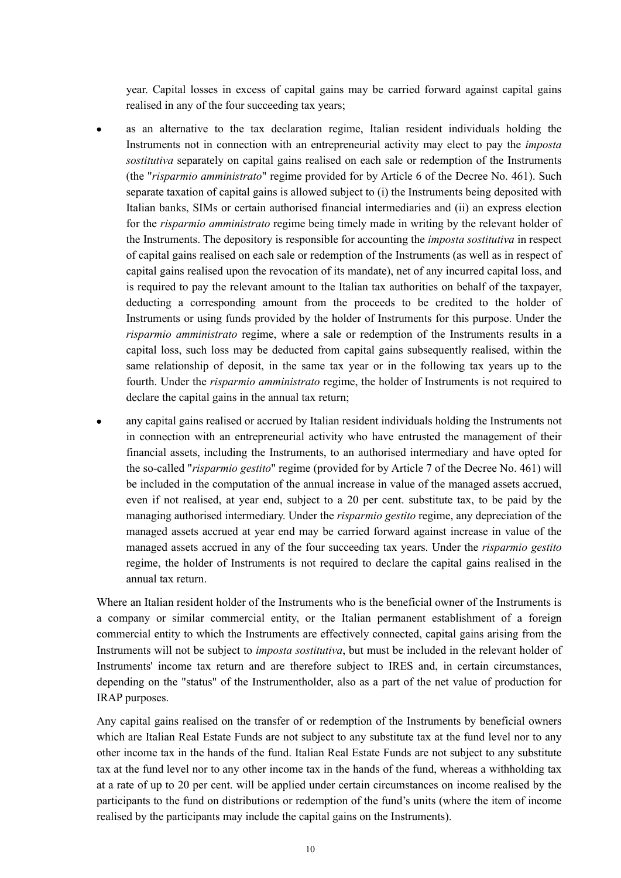year. Capital losses in excess of capital gains may be carried forward against capital gains realised in any of the four succeeding tax years;

- as an alternative to the tax declaration regime, Italian resident individuals holding the Instruments not in connection with an entrepreneurial activity may elect to pay the *imposta sostitutiva* separately on capital gains realised on each sale or redemption of the Instruments (the "*risparmio amministrato*" regime provided for by Article 6 of the Decree No. 461). Such separate taxation of capital gains is allowed subject to (i) the Instruments being deposited with Italian banks, SIMs or certain authorised financial intermediaries and (ii) an express election for the *risparmio amministrato* regime being timely made in writing by the relevant holder of the Instruments. The depository is responsible for accounting the *imposta sostitutiva* in respect of capital gains realised on each sale or redemption of the Instruments (as well as in respect of capital gains realised upon the revocation of its mandate), net of any incurred capital loss, and is required to pay the relevant amount to the Italian tax authorities on behalf of the taxpayer, deducting a corresponding amount from the proceeds to be credited to the holder of Instruments or using funds provided by the holder of Instruments for this purpose. Under the *risparmio amministrato* regime, where a sale or redemption of the Instruments results in a capital loss, such loss may be deducted from capital gains subsequently realised, within the same relationship of deposit, in the same tax year or in the following tax years up to the fourth. Under the *risparmio amministrato* regime, the holder of Instruments is not required to declare the capital gains in the annual tax return;

- any capital gains realised or accrued by Italian resident individuals holding the Instruments not in connection with an entrepreneurial activity who have entrusted the management of their financial assets, including the Instruments, to an authorised intermediary and have opted for the so-called "*risparmio gestito*" regime (provided for by Article 7 of the Decree No. 461) will be included in the computation of the annual increase in value of the managed assets accrued, even if not realised, at year end, subject to a 20 per cent. substitute tax, to be paid by the managing authorised intermediary. Under the *risparmio gestito* regime, any depreciation of the managed assets accrued at year end may be carried forward against increase in value of the managed assets accrued in any of the four succeeding tax years. Under the *risparmio gestito* regime, the holder of Instruments is not required to declare the capital gains realised in the annual tax return.

Where an Italian resident holder of the Instruments who is the beneficial owner of the Instruments is a company or similar commercial entity, or the Italian permanent establishment of a foreign commercial entity to which the Instruments are effectively connected, capital gains arising from the Instruments will not be subject to *imposta sostitutiva*, but must be included in the relevant holder of Instruments' income tax return and are therefore subject to IRES and, in certain circumstances, depending on the "status" of the Instrumentholder, also as a part of the net value of production for IRAP purposes.

Any capital gains realised on the transfer of or redemption of the Instruments by beneficial owners which are Italian Real Estate Funds are not subject to any substitute tax at the fund level nor to any other income tax in the hands of the fund. Italian Real Estate Funds are not subject to any substitute tax at the fund level nor to any other income tax in the hands of the fund, whereas a withholding tax at a rate of up to 20 per cent. will be applied under certain circumstances on income realised by the participants to the fund on distributions or redemption of the fund's units (where the item of income realised by the participants may include the capital gains on the Instruments).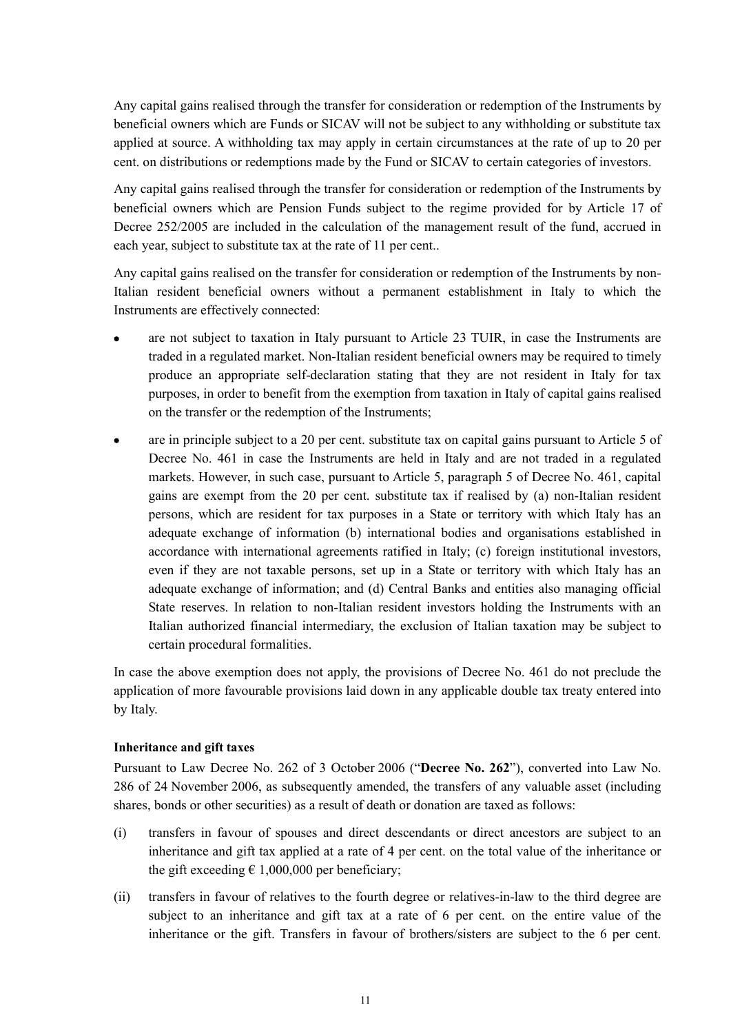Any capital gains realised through the transfer for consideration or redemption of the Instruments by beneficial owners which are Funds or SICAV will not be subject to any withholding or substitute tax applied at source. A withholding tax may apply in certain circumstances at the rate of up to 20 per cent. on distributions or redemptions made by the Fund or SICAV to certain categories of investors.

Any capital gains realised through the transfer for consideration or redemption of the Instruments by beneficial owners which are Pension Funds subject to the regime provided for by Article 17 of Decree 252/2005 are included in the calculation of the management result of the fund, accrued in each year, subject to substitute tax at the rate of 11 per cent..

Any capital gains realised on the transfer for consideration or redemption of the Instruments by non-Italian resident beneficial owners without a permanent establishment in Italy to which the Instruments are effectively connected:

- are not subject to taxation in Italy pursuant to Article 23 TUIR, in case the Instruments are traded in a regulated market. Non-Italian resident beneficial owners may be required to timely produce an appropriate self-declaration stating that they are not resident in Italy for tax purposes, in order to benefit from the exemption from taxation in Italy of capital gains realised on the transfer or the redemption of the Instruments;
- are in principle subject to a 20 per cent. substitute tax on capital gains pursuant to Article 5 of Decree No. 461 in case the Instruments are held in Italy and are not traded in a regulated markets. However, in such case, pursuant to Article 5, paragraph 5 of Decree No. 461, capital gains are exempt from the 20 per cent. substitute tax if realised by (a) non-Italian resident persons, which are resident for tax purposes in a State or territory with which Italy has an adequate exchange of information (b) international bodies and organisations established in accordance with international agreements ratified in Italy; (c) foreign institutional investors, even if they are not taxable persons, set up in a State or territory with which Italy has an adequate exchange of information; and (d) Central Banks and entities also managing official State reserves. In relation to non-Italian resident investors holding the Instruments with an Italian authorized financial intermediary, the exclusion of Italian taxation may be subject to certain procedural formalities.

In case the above exemption does not apply, the provisions of Decree No. 461 do not preclude the application of more favourable provisions laid down in any applicable double tax treaty entered into by Italy.

**Inheritance and gift taxes**

Pursuant to Law Decree No. 262 of 3 October 2006 ("**Decree No. 262**"), converted into Law No. 286 of 24 November 2006, as subsequently amended, the transfers of any valuable asset (including shares, bonds or other securities) as a result of death or donation are taxed as follows:

(i) transfers in favour of spouses and direct descendants or direct ancestors are subject to an inheritance and gift tax applied at a rate of 4 per cent. on the total value of the inheritance or the gift exceeding € 1,000,000 per beneficiary;

(ii) transfers in favour of relatives to the fourth degree or relatives-in-law to the third degree are subject to an inheritance and gift tax at a rate of 6 per cent. on the entire value of the inheritance or the gift. Transfers in favour of brothers/sisters are subject to the 6 per cent.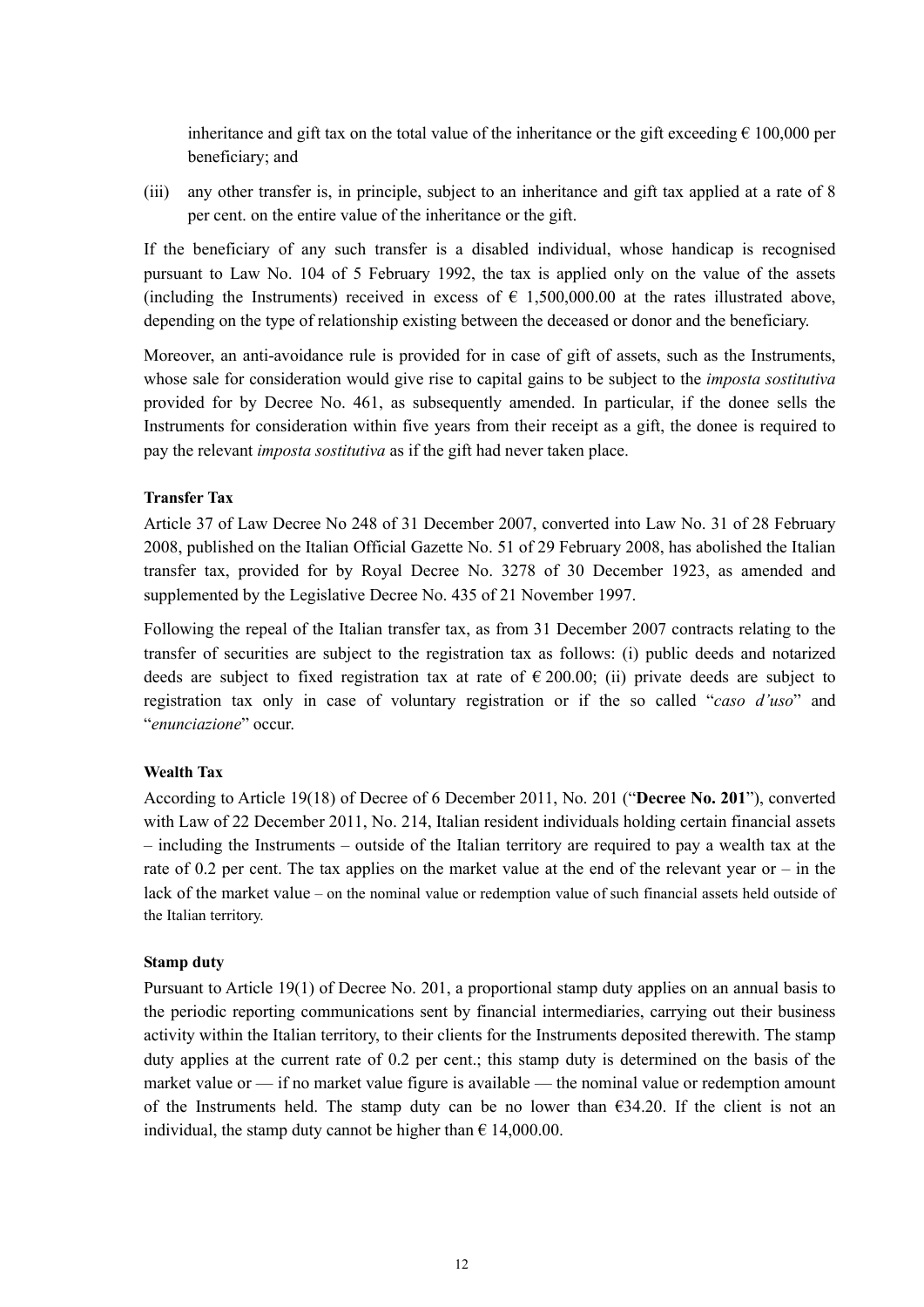inheritance and gift tax on the total value of the inheritance or the gift exceeding € 100,000 per beneficiary; and

(iii) any other transfer is, in principle, subject to an inheritance and gift tax applied at a rate of 8 per cent. on the entire value of the inheritance or the gift.

If the beneficiary of any such transfer is a disabled individual, whose handicap is recognised pursuant to Law No. 104 of 5 February 1992, the tax is applied only on the value of the assets (including the Instruments) received in excess of € 1,500,000.00 at the rates illustrated above, depending on the type of relationship existing between the deceased or donor and the beneficiary.

Moreover, an anti-avoidance rule is provided for in case of gift of assets, such as the Instruments, whose sale for consideration would give rise to capital gains to be subject to the *imposta sostitutiva* provided for by Decree No. 461, as subsequently amended. In particular, if the donee sells the Instruments for consideration within five years from their receipt as a gift, the donee is required to pay the relevant *imposta sostitutiva* as if the gift had never taken place.

**Transfer Tax**

Article 37 of Law Decree No 248 of 31 December 2007, converted into Law No. 31 of 28 February 2008, published on the Italian Official Gazette No. 51 of 29 February 2008, has abolished the Italian transfer tax, provided for by Royal Decree No. 3278 of 30 December 1923, as amended and supplemented by the Legislative Decree No. 435 of 21 November 1997.

Following the repeal of the Italian transfer tax, as from 31 December 2007 contracts relating to the transfer of securities are subject to the registration tax as follows: (i) public deeds and notarized deeds are subject to fixed registration tax at rate of € 200.00; (ii) private deeds are subject to registration tax only in case of voluntary registration or if the so called "*caso d'uso*" and "*enunciazione*" occur.

**Wealth Tax**

According to Article 19(18) of Decree of 6 December 2011, No. 201 ("**Decree No. 201**"), converted with Law of 22 December 2011, No. 214, Italian resident individuals holding certain financial assets – including the Instruments – outside of the Italian territory are required to pay a wealth tax at the rate of 0.2 per cent. The tax applies on the market value at the end of the relevant year or – in the lack of the market value – on the nominal value or redemption value of such financial assets held outside of the Italian territory.

**Stamp duty**

Pursuant to Article 19(1) of Decree No. 201, a proportional stamp duty applies on an annual basis to the periodic reporting communications sent by financial intermediaries, carrying out their business activity within the Italian territory, to their clients for the Instruments deposited therewith. The stamp duty applies at the current rate of 0.2 per cent.; this stamp duty is determined on the basis of the market value or — if no market value figure is available — the nominal value or redemption amount of the Instruments held. The stamp duty can be no lower than €34.20. If the client is not an individual, the stamp duty cannot be higher than € 14,000.00.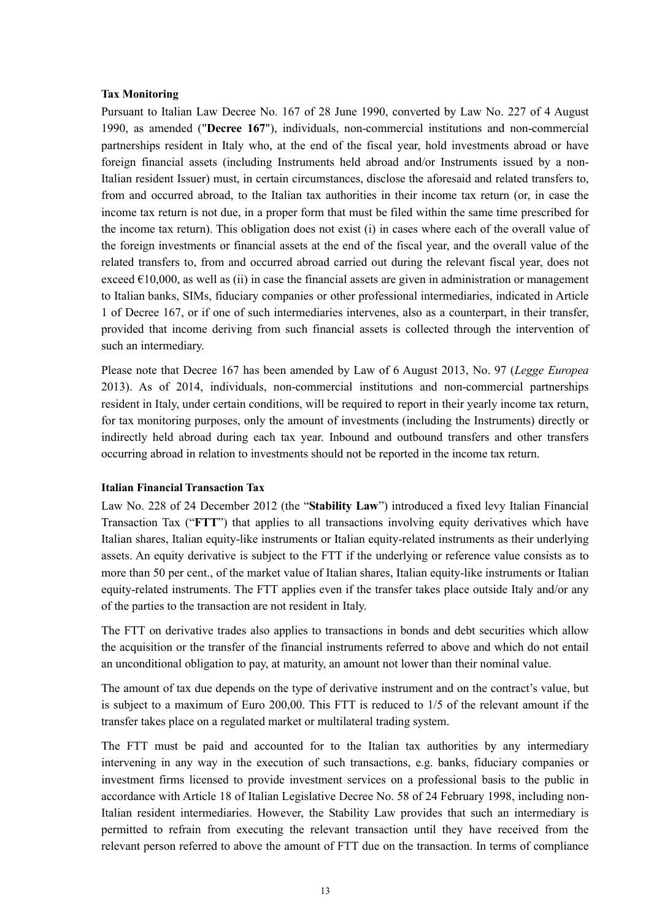**Tax Monitoring**

Pursuant to Italian Law Decree No. 167 of 28 June 1990, converted by Law No. 227 of 4 August 1990, as amended ("**Decree 167**"), individuals, non-commercial institutions and non-commercial partnerships resident in Italy who, at the end of the fiscal year, hold investments abroad or have foreign financial assets (including Instruments held abroad and/or Instruments issued by a non-Italian resident Issuer) must, in certain circumstances, disclose the aforesaid and related transfers to, from and occurred abroad, to the Italian tax authorities in their income tax return (or, in case the income tax return is not due, in a proper form that must be filed within the same time prescribed for the income tax return). This obligation does not exist (i) in cases where each of the overall value of the foreign investments or financial assets at the end of the fiscal year, and the overall value of the related transfers to, from and occurred abroad carried out during the relevant fiscal year, does not exceed €10,000, as well as (ii) in case the financial assets are given in administration or management to Italian banks, SIMs, fiduciary companies or other professional intermediaries, indicated in Article 1 of Decree 167, or if one of such intermediaries intervenes, also as a counterpart, in their transfer, provided that income deriving from such financial assets is collected through the intervention of such an intermediary.

Please note that Decree 167 has been amended by Law of 6 August 2013, No. 97 (*Legge Europea* 2013). As of 2014, individuals, non-commercial institutions and non-commercial partnerships resident in Italy, under certain conditions, will be required to report in their yearly income tax return, for tax monitoring purposes, only the amount of investments (including the Instruments) directly or indirectly held abroad during each tax year. Inbound and outbound transfers and other transfers occurring abroad in relation to investments should not be reported in the income tax return.

**Italian Financial Transaction Tax**

Law No. 228 of 24 December 2012 (the "**Stability Law**") introduced a fixed levy Italian Financial Transaction Tax ("**FTT**") that applies to all transactions involving equity derivatives which have Italian shares, Italian equity-like instruments or Italian equity-related instruments as their underlying assets. An equity derivative is subject to the FTT if the underlying or reference value consists as to more than 50 per cent., of the market value of Italian shares, Italian equity-like instruments or Italian equity-related instruments. The FTT applies even if the transfer takes place outside Italy and/or any of the parties to the transaction are not resident in Italy.

The FTT on derivative trades also applies to transactions in bonds and debt securities which allow the acquisition or the transfer of the financial instruments referred to above and which do not entail an unconditional obligation to pay, at maturity, an amount not lower than their nominal value.

The amount of tax due depends on the type of derivative instrument and on the contract's value, but is subject to a maximum of Euro 200,00. This FTT is reduced to 1/5 of the relevant amount if the transfer takes place on a regulated market or multilateral trading system.

The FTT must be paid and accounted for to the Italian tax authorities by any intermediary intervening in any way in the execution of such transactions, e.g. banks, fiduciary companies or investment firms licensed to provide investment services on a professional basis to the public in accordance with Article 18 of Italian Legislative Decree No. 58 of 24 February 1998, including non-Italian resident intermediaries. However, the Stability Law provides that such an intermediary is permitted to refrain from executing the relevant transaction until they have received from the relevant person referred to above the amount of FTT due on the transaction. In terms of compliance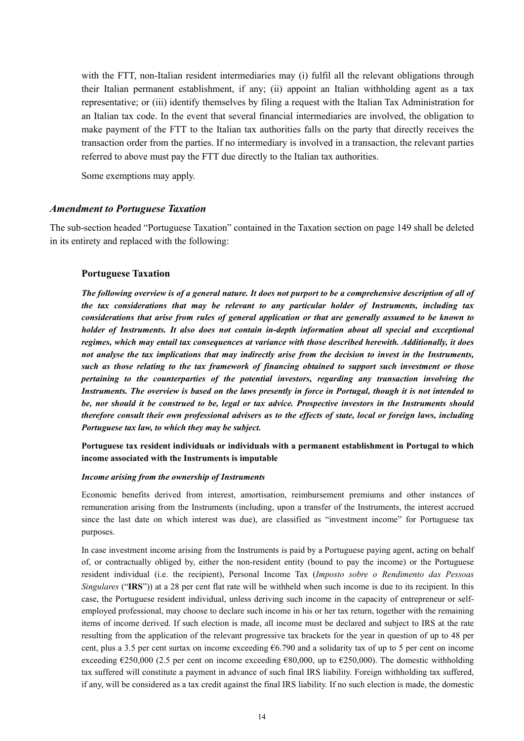with the FTT, non-Italian resident intermediaries may (i) fulfil all the relevant obligations through their Italian permanent establishment, if any; (ii) appoint an Italian withholding agent as a tax representative; or (iii) identify themselves by filing a request with the Italian Tax Administration for an Italian tax code. In the event that several financial intermediaries are involved, the obligation to make payment of the FTT to the Italian tax authorities falls on the party that directly receives the transaction order from the parties. If no intermediary is involved in a transaction, the relevant parties referred to above must pay the FTT due directly to the Italian tax authorities.

Some exemptions may apply.

### *Amendment to Portuguese Taxation*

The sub-section headed "Portuguese Taxation" contained in the Taxation section on page 149 shall be deleted in its entirety and replaced with the following:

#### Portuguese Taxation

***The following overview is of a general nature. It does not purport to be a comprehensive description of all of the tax considerations that may be relevant to any particular holder of Instruments, including tax considerations that arise from rules of general application or that are generally assumed to be known to holder of Instruments. It also does not contain in-depth information about all special and exceptional regimes, which may entail tax consequences at variance with those described herewith. Additionally, it does not analyse the tax implications that may indirectly arise from the decision to invest in the Instruments, such as those relating to the tax framework of financing obtained to support such investment or those pertaining to the counterparties of the potential investors, regarding any transaction involving the Instruments. The overview is based on the laws presently in force in Portugal, though it is not intended to be, nor should it be construed to be, legal or tax advice. Prospective investors in the Instruments should therefore consult their own professional advisers as to the effects of state, local or foreign laws, including Portuguese tax law, to which they may be subject.***

**Portuguese tax resident individuals or individuals with a permanent establishment in Portugal to which income associated with the Instruments is imputable**

***Income arising from the ownership of Instruments***

Economic benefits derived from interest, amortisation, reimbursement premiums and other instances of remuneration arising from the Instruments (including, upon a transfer of the Instruments, the interest accrued since the last date on which interest was due), are classified as "investment income" for Portuguese tax purposes.

In case investment income arising from the Instruments is paid by a Portuguese paying agent, acting on behalf of, or contractually obliged by, either the non-resident entity (bound to pay the income) or the Portuguese resident individual (i.e. the recipient), Personal Income Tax (*Imposto sobre o Rendimento das Pessoas Singulares* ("**IRS**")) at a 28 per cent flat rate will be withheld when such income is due to its recipient. In this case, the Portuguese resident individual, unless deriving such income in the capacity of entrepreneur or self-employed professional, may choose to declare such income in his or her tax return, together with the remaining items of income derived. If such election is made, all income must be declared and subject to IRS at the rate resulting from the application of the relevant progressive tax brackets for the year in question of up to 48 per cent, plus a 3.5 per cent surtax on income exceeding €6.790 and a solidarity tax of up to 5 per cent on income exceeding €250,000 (2.5 per cent on income exceeding €80,000, up to €250,000). The domestic withholding tax suffered will constitute a payment in advance of such final IRS liability. Foreign withholding tax suffered, if any, will be considered as a tax credit against the final IRS liability. If no such election is made, the domestic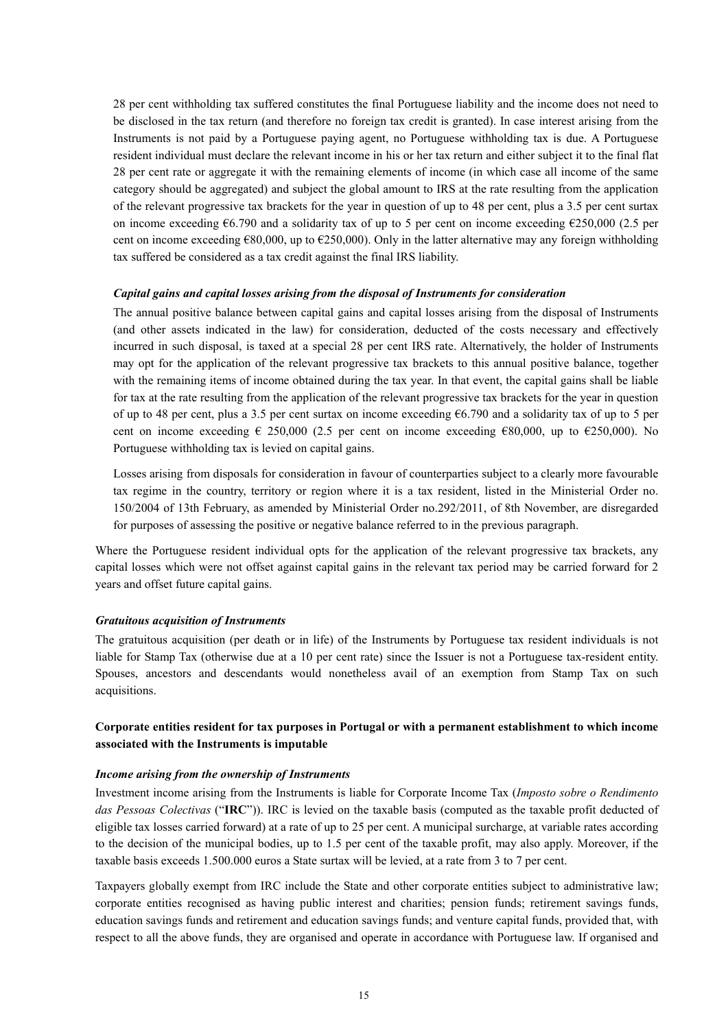28 per cent withholding tax suffered constitutes the final Portuguese liability and the income does not need to be disclosed in the tax return (and therefore no foreign tax credit is granted). In case interest arising from the Instruments is not paid by a Portuguese paying agent, no Portuguese withholding tax is due. A Portuguese resident individual must declare the relevant income in his or her tax return and either subject it to the final flat 28 per cent rate or aggregate it with the remaining elements of income (in which case all income of the same category should be aggregated) and subject the global amount to IRS at the rate resulting from the application of the relevant progressive tax brackets for the year in question of up to 48 per cent, plus a 3.5 per cent surtax on income exceeding €6.790 and a solidarity tax of up to 5 per cent on income exceeding €250,000 (2.5 per cent on income exceeding €80,000, up to €250,000). Only in the latter alternative may any foreign withholding tax suffered be considered as a tax credit against the final IRS liability.

***Capital gains and capital losses arising from the disposal of Instruments for consideration***

The annual positive balance between capital gains and capital losses arising from the disposal of Instruments (and other assets indicated in the law) for consideration, deducted of the costs necessary and effectively incurred in such disposal, is taxed at a special 28 per cent IRS rate. Alternatively, the holder of Instruments may opt for the application of the relevant progressive tax brackets to this annual positive balance, together with the remaining items of income obtained during the tax year. In that event, the capital gains shall be liable for tax at the rate resulting from the application of the relevant progressive tax brackets for the year in question of up to 48 per cent, plus a 3.5 per cent surtax on income exceeding €6.790 and a solidarity tax of up to 5 per cent on income exceeding € 250,000 (2.5 per cent on income exceeding €80,000, up to €250,000). No Portuguese withholding tax is levied on capital gains.

Losses arising from disposals for consideration in favour of counterparties subject to a clearly more favourable tax regime in the country, territory or region where it is a tax resident, listed in the Ministerial Order no. 150/2004 of 13th February, as amended by Ministerial Order no.292/2011, of 8th November, are disregarded for purposes of assessing the positive or negative balance referred to in the previous paragraph.

Where the Portuguese resident individual opts for the application of the relevant progressive tax brackets, any capital losses which were not offset against capital gains in the relevant tax period may be carried forward for 2 years and offset future capital gains.

***Gratuitous acquisition of Instruments***

The gratuitous acquisition (per death or in life) of the Instruments by Portuguese tax resident individuals is not liable for Stamp Tax (otherwise due at a 10 per cent rate) since the Issuer is not a Portuguese tax-resident entity. Spouses, ancestors and descendants would nonetheless avail of an exemption from Stamp Tax on such acquisitions.

**Corporate entities resident for tax purposes in Portugal or with a permanent establishment to which income associated with the Instruments is imputable**

***Income arising from the ownership of Instruments***

Investment income arising from the Instruments is liable for Corporate Income Tax (*Imposto sobre o Rendimento das Pessoas Colectivas* ("**IRC**")). IRC is levied on the taxable basis (computed as the taxable profit deducted of eligible tax losses carried forward) at a rate of up to 25 per cent. A municipal surcharge, at variable rates according to the decision of the municipal bodies, up to 1.5 per cent of the taxable profit, may also apply. Moreover, if the taxable basis exceeds 1.500.000 euros a State surtax will be levied, at a rate from 3 to 7 per cent.

Taxpayers globally exempt from IRC include the State and other corporate entities subject to administrative law; corporate entities recognised as having public interest and charities; pension funds; retirement savings funds, education savings funds and retirement and education savings funds; and venture capital funds, provided that, with respect to all the above funds, they are organised and operate in accordance with Portuguese law. If organised and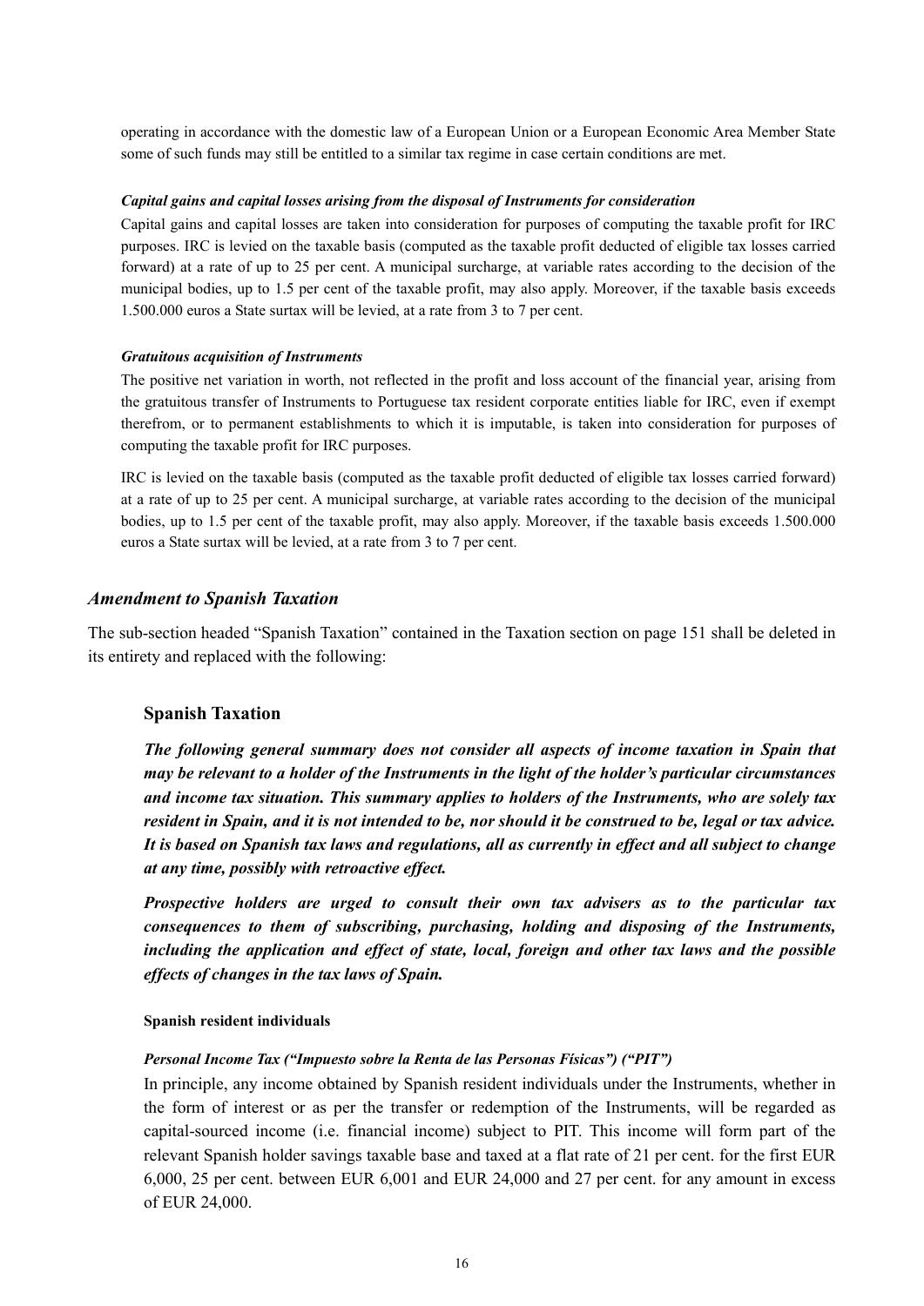operating in accordance with the domestic law of a European Union or a European Economic Area Member State some of such funds may still be entitled to a similar tax regime in case certain conditions are met.

***Capital gains and capital losses arising from the disposal of Instruments for consideration***

Capital gains and capital losses are taken into consideration for purposes of computing the taxable profit for IRC purposes. IRC is levied on the taxable basis (computed as the taxable profit deducted of eligible tax losses carried forward) at a rate of up to 25 per cent. A municipal surcharge, at variable rates according to the decision of the municipal bodies, up to 1.5 per cent of the taxable profit, may also apply. Moreover, if the taxable basis exceeds 1.500.000 euros a State surtax will be levied, at a rate from 3 to 7 per cent.

***Gratuitous acquisition of Instruments***

The positive net variation in worth, not reflected in the profit and loss account of the financial year, arising from the gratuitous transfer of Instruments to Portuguese tax resident corporate entities liable for IRC, even if exempt therefrom, or to permanent establishments to which it is imputable, is taken into consideration for purposes of computing the taxable profit for IRC purposes.

IRC is levied on the taxable basis (computed as the taxable profit deducted of eligible tax losses carried forward) at a rate of up to 25 per cent. A municipal surcharge, at variable rates according to the decision of the municipal bodies, up to 1.5 per cent of the taxable profit, may also apply. Moreover, if the taxable basis exceeds 1.500.000 euros a State surtax will be levied, at a rate from 3 to 7 per cent.

## *Amendment to Spanish Taxation*

The sub-section headed "Spanish Taxation" contained in the Taxation section on page 151 shall be deleted in its entirety and replaced with the following:

### Spanish Taxation

***The following general summary does not consider all aspects of income taxation in Spain that may be relevant to a holder of the Instruments in the light of the holder's particular circumstances and income tax situation. This summary applies to holders of the Instruments, who are solely tax resident in Spain, and it is not intended to be, nor should it be construed to be, legal or tax advice. It is based on Spanish tax laws and regulations, all as currently in effect and all subject to change at any time, possibly with retroactive effect.***

***Prospective holders are urged to consult their own tax advisers as to the particular tax consequences to them of subscribing, purchasing, holding and disposing of the Instruments, including the application and effect of state, local, foreign and other tax laws and the possible effects of changes in the tax laws of Spain.***

**Spanish resident individuals**

***Personal Income Tax ("Impuesto sobre la Renta de las Personas Físicas") ("PIT")***

In principle, any income obtained by Spanish resident individuals under the Instruments, whether in the form of interest or as per the transfer or redemption of the Instruments, will be regarded as capital-sourced income (i.e. financial income) subject to PIT. This income will form part of the relevant Spanish holder savings taxable base and taxed at a flat rate of 21 per cent. for the first EUR 6,000, 25 per cent. between EUR 6,001 and EUR 24,000 and 27 per cent. for any amount in excess of EUR 24,000.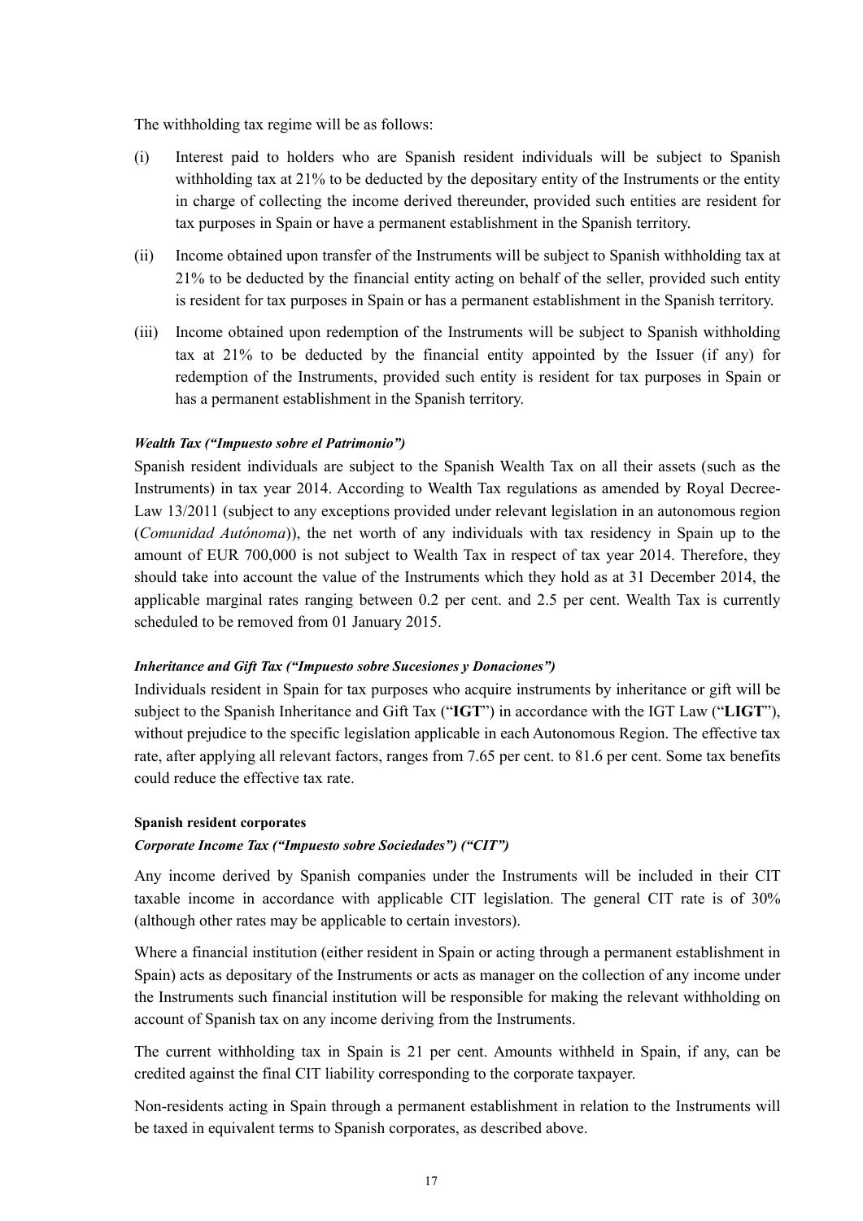The withholding tax regime will be as follows:

(i) Interest paid to holders who are Spanish resident individuals will be subject to Spanish withholding tax at 21% to be deducted by the depositary entity of the Instruments or the entity in charge of collecting the income derived thereunder, provided such entities are resident for tax purposes in Spain or have a permanent establishment in the Spanish territory.

(ii) Income obtained upon transfer of the Instruments will be subject to Spanish withholding tax at 21% to be deducted by the financial entity acting on behalf of the seller, provided such entity is resident for tax purposes in Spain or has a permanent establishment in the Spanish territory.

(iii) Income obtained upon redemption of the Instruments will be subject to Spanish withholding tax at 21% to be deducted by the financial entity appointed by the Issuer (if any) for redemption of the Instruments, provided such entity is resident for tax purposes in Spain or has a permanent establishment in the Spanish territory.

***Wealth Tax ("Impuesto sobre el Patrimonio")***

Spanish resident individuals are subject to the Spanish Wealth Tax on all their assets (such as the Instruments) in tax year 2014. According to Wealth Tax regulations as amended by Royal Decree-Law 13/2011 (subject to any exceptions provided under relevant legislation in an autonomous region (*Comunidad Autónoma*)), the net worth of any individuals with tax residency in Spain up to the amount of EUR 700,000 is not subject to Wealth Tax in respect of tax year 2014. Therefore, they should take into account the value of the Instruments which they hold as at 31 December 2014, the applicable marginal rates ranging between 0.2 per cent. and 2.5 per cent. Wealth Tax is currently scheduled to be removed from 01 January 2015.

***Inheritance and Gift Tax ("Impuesto sobre Sucesiones y Donaciones")***

Individuals resident in Spain for tax purposes who acquire instruments by inheritance or gift will be subject to the Spanish Inheritance and Gift Tax ("**IGT**") in accordance with the IGT Law ("**LIGT**"), without prejudice to the specific legislation applicable in each Autonomous Region. The effective tax rate, after applying all relevant factors, ranges from 7.65 per cent. to 81.6 per cent. Some tax benefits could reduce the effective tax rate.

**Spanish resident corporates**

***Corporate Income Tax ("Impuesto sobre Sociedades") ("CIT")***

Any income derived by Spanish companies under the Instruments will be included in their CIT taxable income in accordance with applicable CIT legislation. The general CIT rate is of 30% (although other rates may be applicable to certain investors).

Where a financial institution (either resident in Spain or acting through a permanent establishment in Spain) acts as depositary of the Instruments or acts as manager on the collection of any income under the Instruments such financial institution will be responsible for making the relevant withholding on account of Spanish tax on any income deriving from the Instruments.

The current withholding tax in Spain is 21 per cent. Amounts withheld in Spain, if any, can be credited against the final CIT liability corresponding to the corporate taxpayer.

Non-residents acting in Spain through a permanent establishment in relation to the Instruments will be taxed in equivalent terms to Spanish corporates, as described above.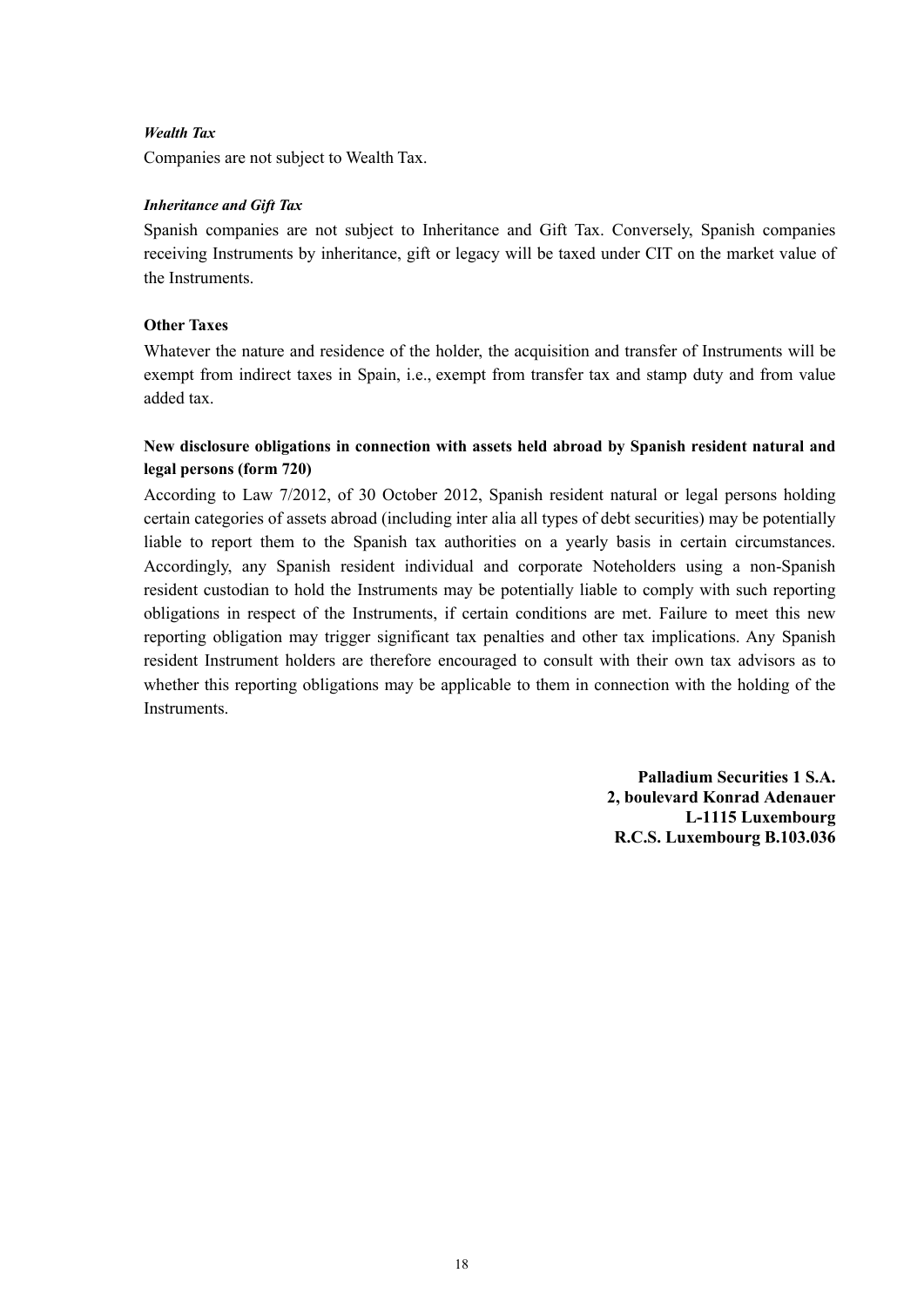*Wealth Tax*

Companies are not subject to Wealth Tax.

*Inheritance and Gift Tax*

Spanish companies are not subject to Inheritance and Gift Tax. Conversely, Spanish companies receiving Instruments by inheritance, gift or legacy will be taxed under CIT on the market value of the Instruments.

**Other Taxes**

Whatever the nature and residence of the holder, the acquisition and transfer of Instruments will be exempt from indirect taxes in Spain, i.e., exempt from transfer tax and stamp duty and from value added tax.

**New disclosure obligations in connection with assets held abroad by Spanish resident natural and legal persons (form 720)**

According to Law 7/2012, of 30 October 2012, Spanish resident natural or legal persons holding certain categories of assets abroad (including inter alia all types of debt securities) may be potentially liable to report them to the Spanish tax authorities on a yearly basis in certain circumstances. Accordingly, any Spanish resident individual and corporate Noteholders using a non-Spanish resident custodian to hold the Instruments may be potentially liable to comply with such reporting obligations in respect of the Instruments, if certain conditions are met. Failure to meet this new reporting obligation may trigger significant tax penalties and other tax implications. Any Spanish resident Instrument holders are therefore encouraged to consult with their own tax advisors as to whether this reporting obligations may be applicable to them in connection with the holding of the Instruments.

**Palladium Securities 1 S.A.**
**2, boulevard Konrad Adenauer**
**L-1115 Luxembourg**
**R.C.S. Luxembourg B.103.036**